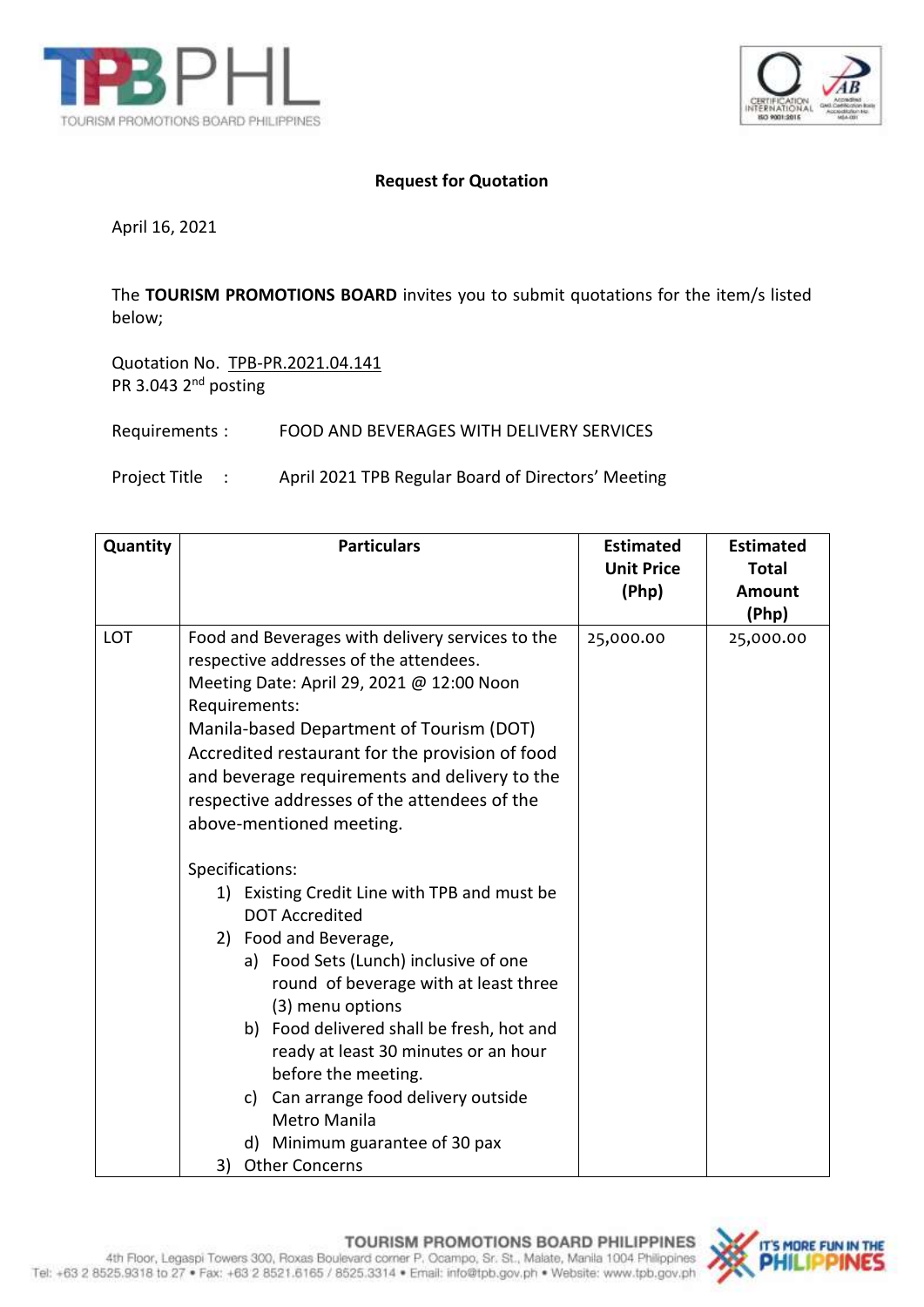**Request for Quotation**

April 16, 2021

The **TOURISM PROMOTIONS BOARD** invites you to submit quotations for the item/s listed below;

Quotation No. TPB-PR.2021.04.141
PR 3.043 2nd posting

Requirements : FOOD AND BEVERAGES WITH DELIVERY SERVICES

Project Title : April 2021 TPB Regular Board of Directors' Meeting

| Quantity | Particulars | Estimated Unit Price (Php) | Estimated Total Amount (Php) |
|---|---|---|---|
| LOT | Food and Beverages with delivery services to the respective addresses of the attendees.<br>Meeting Date: April 29, 2021 @ 12:00 Noon<br>Requirements:<br>Manila-based Department of Tourism (DOT) Accredited restaurant for the provision of food and beverage requirements and delivery to the respective addresses of the attendees of the above-mentioned meeting.<br><br>Specifications:<br>1) Existing Credit Line with TPB and must be DOT Accredited<br>2) Food and Beverage,<br>a) Food Sets (Lunch) inclusive of one round of beverage with at least three (3) menu options<br>b) Food delivered shall be fresh, hot and ready at least 30 minutes or an hour before the meeting.<br>c) Can arrange food delivery outside Metro Manila<br>d) Minimum guarantee of 30 pax<br>3) Other Concerns | 25,000.00 | 25,000.00 |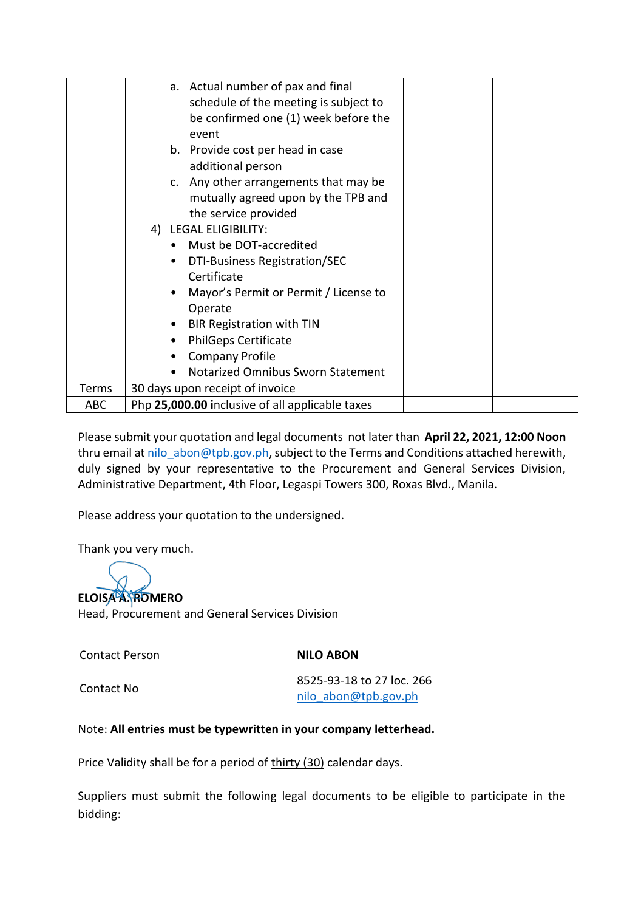| | | | |
|---|---|---|---|
| | a. Actual number of pax and final schedule of the meeting is subject to be confirmed one (1) week before the event<br>b. Provide cost per head in case additional person<br>c. Any other arrangements that may be mutually agreed upon by the TPB and the service provided<br>4) LEGAL ELIGIBILITY:<br>• Must be DOT-accredited<br>• DTI-Business Registration/SEC Certificate<br>• Mayor's Permit or Permit / License to Operate<br>• BIR Registration with TIN<br>• PhilGeps Certificate<br>• Company Profile<br>• Notarized Omnibus Sworn Statement | | |
| Terms | 30 days upon receipt of invoice | | |
| ABC | Php **25,000.00 i**nclusive of all applicable taxes | | |

Please submit your quotation and legal documents not later than **April 22, 2021, 12:00 Noon** thru email at nilo_abon@tpb.gov.ph, subject to the Terms and Conditions attached herewith, duly signed by your representative to the Procurement and General Services Division, Administrative Department, 4th Floor, Legaspi Towers 300, Roxas Blvd., Manila.

Please address your quotation to the undersigned.

Thank you very much.

**ELOISA A. ROMERO**
Head, Procurement and General Services Division

| | |
|---|---|
| Contact Person | **NILO ABON** |
| Contact No | 8525-93-18 to 27 loc. 266<br>nilo_abon@tpb.gov.ph |

Note: **All entries must be typewritten in your company letterhead.**

Price Validity shall be for a period of thirty (30) calendar days.

Suppliers must submit the following legal documents to be eligible to participate in the bidding: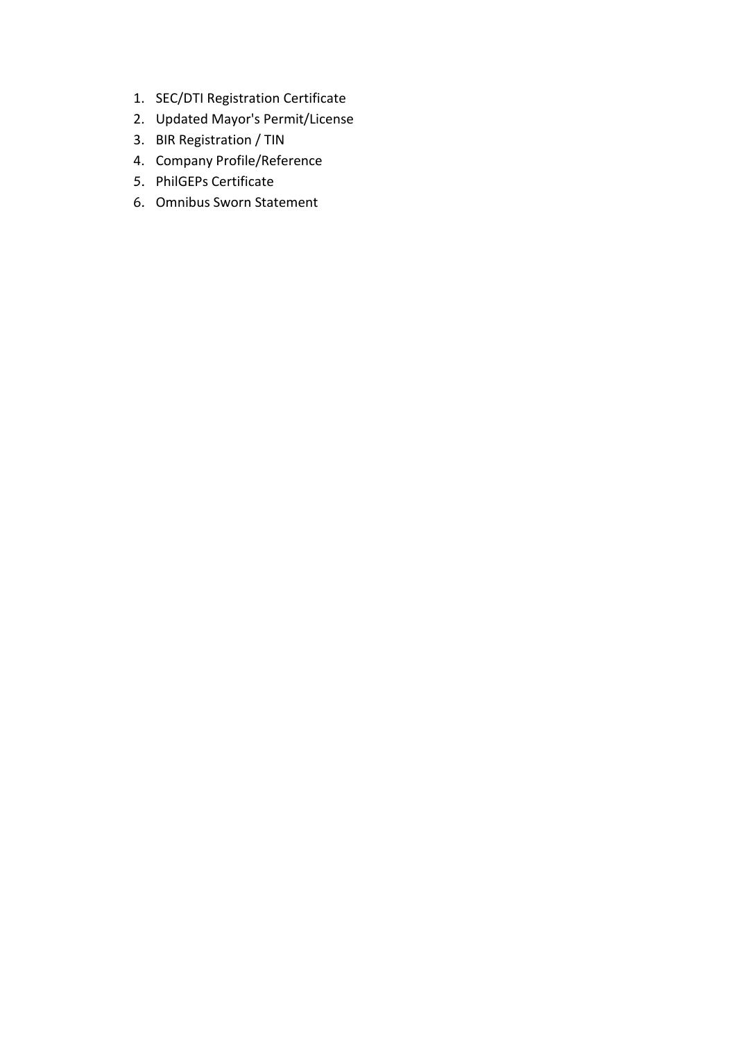1. SEC/DTI Registration Certificate
2. Updated Mayor's Permit/License
3. BIR Registration / TIN
4. Company Profile/Reference
5. PhilGEPs Certificate
6. Omnibus Sworn Statement